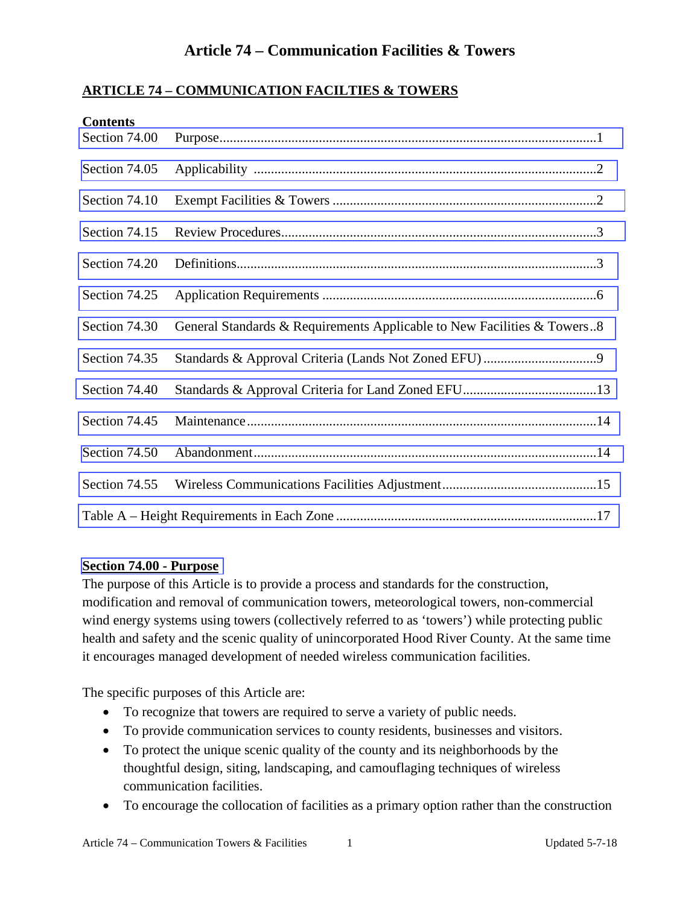# Article 74 – Communication Facilities & Towers

## ARTICLE 74 – COMMUNICATION FACILTIES & TOWERS

**Contents**

| Section | Title | Page |
|---|---|---|
| Section 74.00 | Purpose | 1 |
| Section 74.05 | Applicability | 2 |
| Section 74.10 | Exempt Facilities & Towers | 2 |
| Section 74.15 | Review Procedures | 3 |
| Section 74.20 | Definitions | 3 |
| Section 74.25 | Application Requirements | 6 |
| Section 74.30 | General Standards & Requirements Applicable to New Facilities & Towers | 8 |
| Section 74.35 | Standards & Approval Criteria (Lands Not Zoned EFU) | 9 |
| Section 74.40 | Standards & Approval Criteria for Land Zoned EFU | 13 |
| Section 74.45 | Maintenance | 14 |
| Section 74.50 | Abandonment | 14 |
| Section 74.55 | Wireless Communications Facilities Adjustment | 15 |
| Table A – Height Requirements in Each Zone | | 17 |

### Section 74.00 - Purpose

The purpose of this Article is to provide a process and standards for the construction, modification and removal of communication towers, meteorological towers, non-commercial wind energy systems using towers (collectively referred to as 'towers') while protecting public health and safety and the scenic quality of unincorporated Hood River County. At the same time it encourages managed development of needed wireless communication facilities.

The specific purposes of this Article are:

- To recognize that towers are required to serve a variety of public needs.
- To provide communication services to county residents, businesses and visitors.
- To protect the unique scenic quality of the county and its neighborhoods by the thoughtful design, siting, landscaping, and camouflaging techniques of wireless communication facilities.
- To encourage the collocation of facilities as a primary option rather than the construction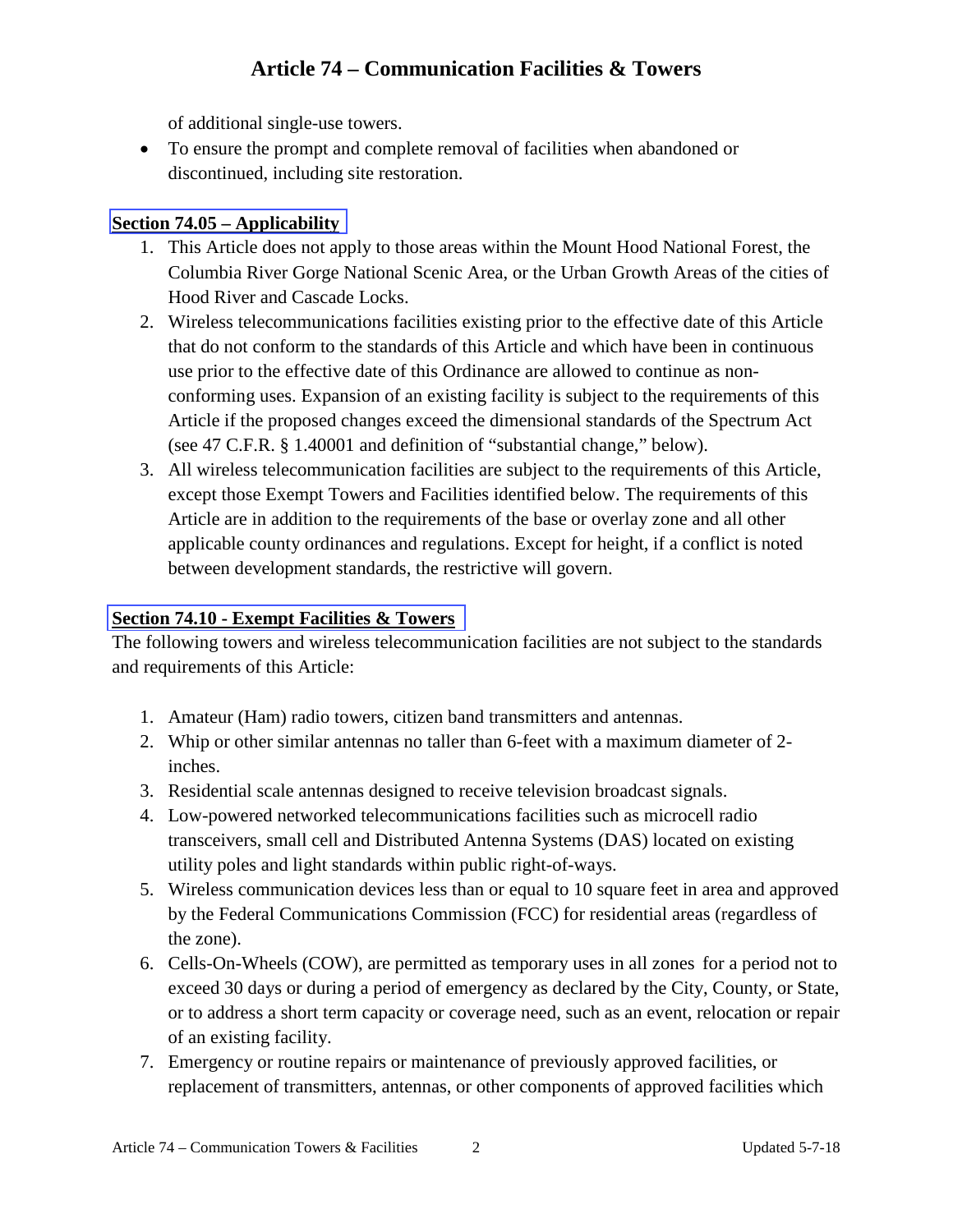of additional single-use towers.

- To ensure the prompt and complete removal of facilities when abandoned or discontinued, including site restoration.

## Section 74.05 – Applicability

1. This Article does not apply to those areas within the Mount Hood National Forest, the Columbia River Gorge National Scenic Area, or the Urban Growth Areas of the cities of Hood River and Cascade Locks.
2. Wireless telecommunications facilities existing prior to the effective date of this Article that do not conform to the standards of this Article and which have been in continuous use prior to the effective date of this Ordinance are allowed to continue as non-conforming uses. Expansion of an existing facility is subject to the requirements of this Article if the proposed changes exceed the dimensional standards of the Spectrum Act (see 47 C.F.R. § 1.40001 and definition of "substantial change," below).
3. All wireless telecommunication facilities are subject to the requirements of this Article, except those Exempt Towers and Facilities identified below. The requirements of this Article are in addition to the requirements of the base or overlay zone and all other applicable county ordinances and regulations. Except for height, if a conflict is noted between development standards, the restrictive will govern.

## Section 74.10 - Exempt Facilities & Towers

The following towers and wireless telecommunication facilities are not subject to the standards and requirements of this Article:

1. Amateur (Ham) radio towers, citizen band transmitters and antennas.
2. Whip or other similar antennas no taller than 6-feet with a maximum diameter of 2-inches.
3. Residential scale antennas designed to receive television broadcast signals.
4. Low-powered networked telecommunications facilities such as microcell radio transceivers, small cell and Distributed Antenna Systems (DAS) located on existing utility poles and light standards within public right-of-ways.
5. Wireless communication devices less than or equal to 10 square feet in area and approved by the Federal Communications Commission (FCC) for residential areas (regardless of the zone).
6. Cells-On-Wheels (COW), are permitted as temporary uses in all zones for a period not to exceed 30 days or during a period of emergency as declared by the City, County, or State, or to address a short term capacity or coverage need, such as an event, relocation or repair of an existing facility.
7. Emergency or routine repairs or maintenance of previously approved facilities, or replacement of transmitters, antennas, or other components of approved facilities which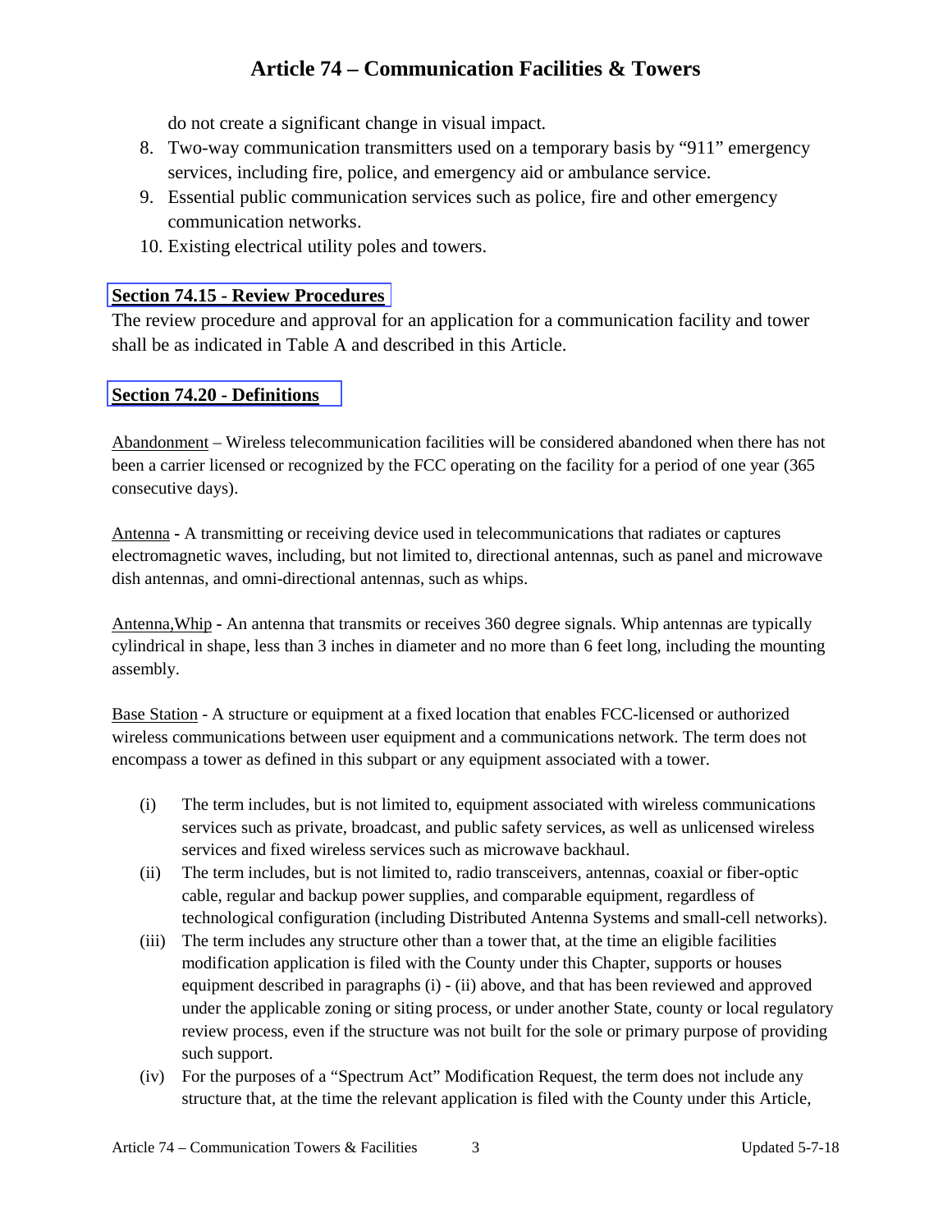do not create a significant change in visual impact.

8. Two-way communication transmitters used on a temporary basis by “911” emergency services, including fire, police, and emergency aid or ambulance service.
9. Essential public communication services such as police, fire and other emergency communication networks.
10. Existing electrical utility poles and towers.

## Section 74.15 - Review Procedures

The review procedure and approval for an application for a communication facility and tower shall be as indicated in Table A and described in this Article.

## Section 74.20 - Definitions

Abandonment – Wireless telecommunication facilities will be considered abandoned when there has not been a carrier licensed or recognized by the FCC operating on the facility for a period of one year (365 consecutive days).

Antenna - A transmitting or receiving device used in telecommunications that radiates or captures electromagnetic waves, including, but not limited to, directional antennas, such as panel and microwave dish antennas, and omni-directional antennas, such as whips.

Antenna,Whip - An antenna that transmits or receives 360 degree signals. Whip antennas are typically cylindrical in shape, less than 3 inches in diameter and no more than 6 feet long, including the mounting assembly.

Base Station - A structure or equipment at a fixed location that enables FCC-licensed or authorized wireless communications between user equipment and a communications network. The term does not encompass a tower as defined in this subpart or any equipment associated with a tower.

(i) The term includes, but is not limited to, equipment associated with wireless communications services such as private, broadcast, and public safety services, as well as unlicensed wireless services and fixed wireless services such as microwave backhaul.

(ii) The term includes, but is not limited to, radio transceivers, antennas, coaxial or fiber-optic cable, regular and backup power supplies, and comparable equipment, regardless of technological configuration (including Distributed Antenna Systems and small-cell networks).

(iii) The term includes any structure other than a tower that, at the time an eligible facilities modification application is filed with the County under this Chapter, supports or houses equipment described in paragraphs (i) - (ii) above, and that has been reviewed and approved under the applicable zoning or siting process, or under another State, county or local regulatory review process, even if the structure was not built for the sole or primary purpose of providing such support.

(iv) For the purposes of a “Spectrum Act” Modification Request, the term does not include any structure that, at the time the relevant application is filed with the County under this Article,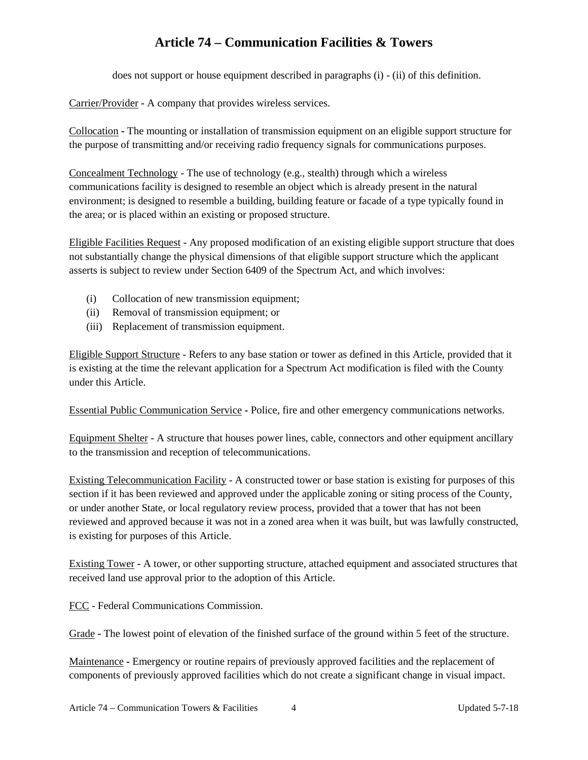does not support or house equipment described in paragraphs (i) - (ii) of this definition.

Carrier/Provider - A company that provides wireless services.

Collocation - The mounting or installation of transmission equipment on an eligible support structure for the purpose of transmitting and/or receiving radio frequency signals for communications purposes.

Concealment Technology - The use of technology (e.g., stealth) through which a wireless communications facility is designed to resemble an object which is already present in the natural environment; is designed to resemble a building, building feature or facade of a type typically found in the area; or is placed within an existing or proposed structure.

Eligible Facilities Request - Any proposed modification of an existing eligible support structure that does not substantially change the physical dimensions of that eligible support structure which the applicant asserts is subject to review under Section 6409 of the Spectrum Act, and which involves:

(i) Collocation of new transmission equipment;
(ii) Removal of transmission equipment; or
(iii) Replacement of transmission equipment.

Eligible Support Structure - Refers to any base station or tower as defined in this Article, provided that it is existing at the time the relevant application for a Spectrum Act modification is filed with the County under this Article.

Essential Public Communication Service - Police, fire and other emergency communications networks.

Equipment Shelter - A structure that houses power lines, cable, connectors and other equipment ancillary to the transmission and reception of telecommunications.

Existing Telecommunication Facility - A constructed tower or base station is existing for purposes of this section if it has been reviewed and approved under the applicable zoning or siting process of the County, or under another State, or local regulatory review process, provided that a tower that has not been reviewed and approved because it was not in a zoned area when it was built, but was lawfully constructed, is existing for purposes of this Article.

Existing Tower - A tower, or other supporting structure, attached equipment and associated structures that received land use approval prior to the adoption of this Article.

FCC - Federal Communications Commission.

Grade - The lowest point of elevation of the finished surface of the ground within 5 feet of the structure.

Maintenance - Emergency or routine repairs of previously approved facilities and the replacement of components of previously approved facilities which do not create a significant change in visual impact.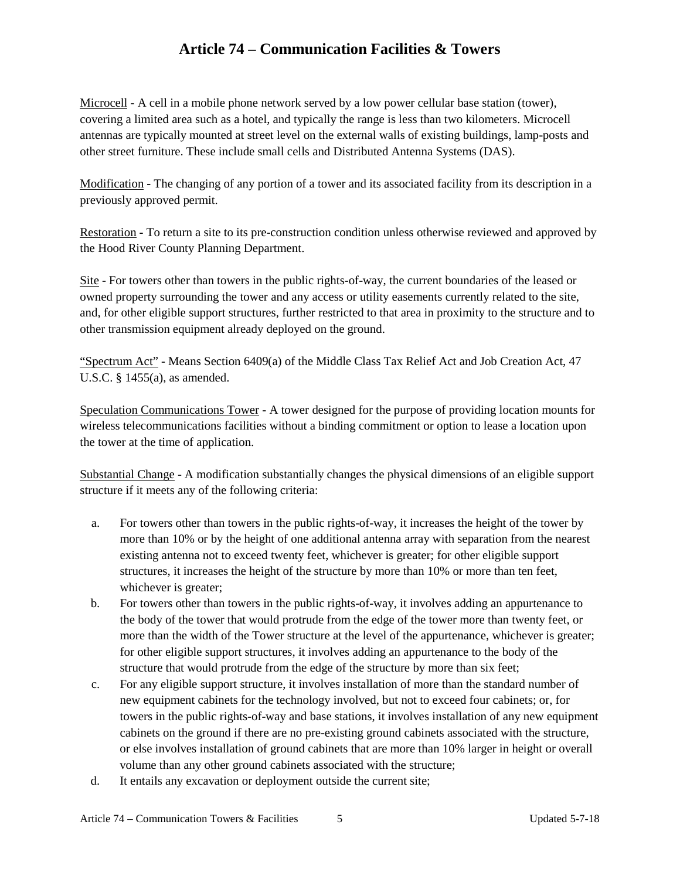# Article 74 – Communication Facilities & Towers

<u>Microcell</u> - A cell in a mobile phone network served by a low power cellular base station (tower), covering a limited area such as a hotel, and typically the range is less than two kilometers. Microcell antennas are typically mounted at street level on the external walls of existing buildings, lamp-posts and other street furniture. These include small cells and Distributed Antenna Systems (DAS).

<u>Modification</u> - The changing of any portion of a tower and its associated facility from its description in a previously approved permit.

<u>Restoration</u> - To return a site to its pre-construction condition unless otherwise reviewed and approved by the Hood River County Planning Department.

<u>Site</u> - For towers other than towers in the public rights-of-way, the current boundaries of the leased or owned property surrounding the tower and any access or utility easements currently related to the site, and, for other eligible support structures, further restricted to that area in proximity to the structure and to other transmission equipment already deployed on the ground.

<u>"Spectrum Act"</u> - Means Section 6409(a) of the Middle Class Tax Relief Act and Job Creation Act, 47 U.S.C. § 1455(a), as amended.

<u>Speculation Communications Tower</u> - A tower designed for the purpose of providing location mounts for wireless telecommunications facilities without a binding commitment or option to lease a location upon the tower at the time of application.

<u>Substantial Change</u> - A modification substantially changes the physical dimensions of an eligible support structure if it meets any of the following criteria:

a. For towers other than towers in the public rights-of-way, it increases the height of the tower by more than 10% or by the height of one additional antenna array with separation from the nearest existing antenna not to exceed twenty feet, whichever is greater; for other eligible support structures, it increases the height of the structure by more than 10% or more than ten feet, whichever is greater;
b. For towers other than towers in the public rights-of-way, it involves adding an appurtenance to the body of the tower that would protrude from the edge of the tower more than twenty feet, or more than the width of the Tower structure at the level of the appurtenance, whichever is greater; for other eligible support structures, it involves adding an appurtenance to the body of the structure that would protrude from the edge of the structure by more than six feet;
c. For any eligible support structure, it involves installation of more than the standard number of new equipment cabinets for the technology involved, but not to exceed four cabinets; or, for towers in the public rights-of-way and base stations, it involves installation of any new equipment cabinets on the ground if there are no pre-existing ground cabinets associated with the structure, or else involves installation of ground cabinets that are more than 10% larger in height or overall volume than any other ground cabinets associated with the structure;
d. It entails any excavation or deployment outside the current site;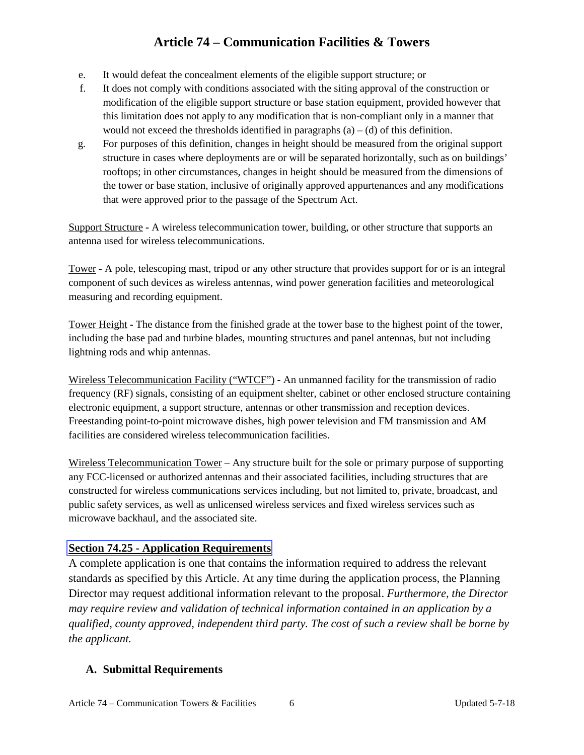e. It would defeat the concealment elements of the eligible support structure; or

f. It does not comply with conditions associated with the siting approval of the construction or modification of the eligible support structure or base station equipment, provided however that this limitation does not apply to any modification that is non-compliant only in a manner that would not exceed the thresholds identified in paragraphs (a) – (d) of this definition.

g. For purposes of this definition, changes in height should be measured from the original support structure in cases where deployments are or will be separated horizontally, such as on buildings' rooftops; in other circumstances, changes in height should be measured from the dimensions of the tower or base station, inclusive of originally approved appurtenances and any modifications that were approved prior to the passage of the Spectrum Act.

Support Structure - A wireless telecommunication tower, building, or other structure that supports an antenna used for wireless telecommunications.

Tower - A pole, telescoping mast, tripod or any other structure that provides support for or is an integral component of such devices as wireless antennas, wind power generation facilities and meteorological measuring and recording equipment.

Tower Height - The distance from the finished grade at the tower base to the highest point of the tower, including the base pad and turbine blades, mounting structures and panel antennas, but not including lightning rods and whip antennas.

Wireless Telecommunication Facility ("WTCF") - An unmanned facility for the transmission of radio frequency (RF) signals, consisting of an equipment shelter, cabinet or other enclosed structure containing electronic equipment, a support structure, antennas or other transmission and reception devices. Freestanding point-to-point microwave dishes, high power television and FM transmission and AM facilities are considered wireless telecommunication facilities.

Wireless Telecommunication Tower – Any structure built for the sole or primary purpose of supporting any FCC-licensed or authorized antennas and their associated facilities, including structures that are constructed for wireless communications services including, but not limited to, private, broadcast, and public safety services, as well as unlicensed wireless services and fixed wireless services such as microwave backhaul, and the associated site.

## Section 74.25 - Application Requirements

A complete application is one that contains the information required to address the relevant standards as specified by this Article. At any time during the application process, the Planning Director may request additional information relevant to the proposal. *Furthermore, the Director may require review and validation of technical information contained in an application by a qualified, county approved, independent third party. The cost of such a review shall be borne by the applicant.*

### A. Submittal Requirements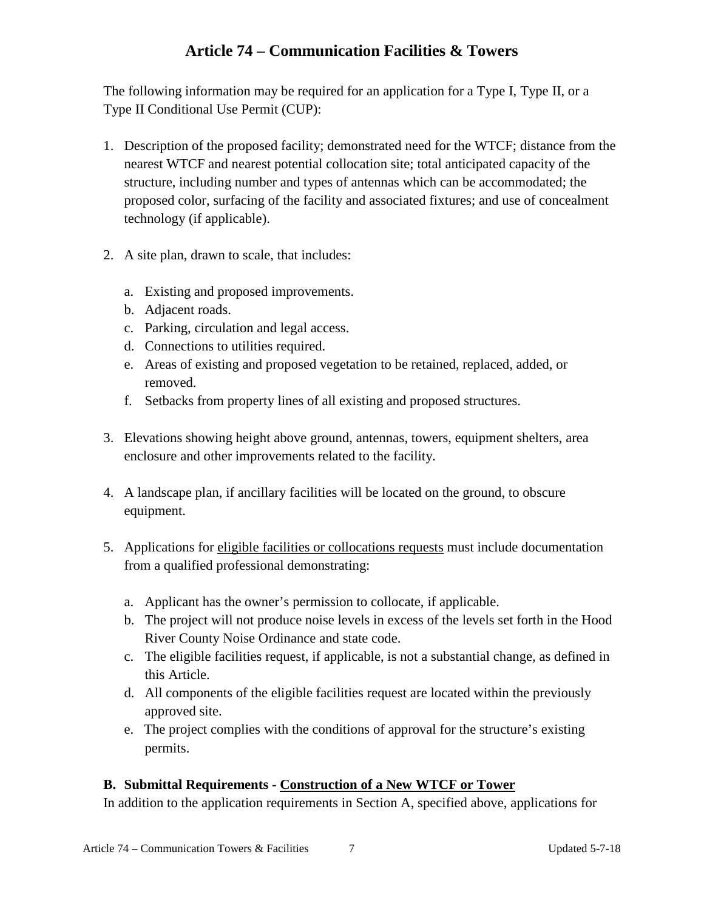## Article 74 – Communication Facilities & Towers

The following information may be required for an application for a Type I, Type II, or a Type II Conditional Use Permit (CUP):

1. Description of the proposed facility; demonstrated need for the WTCF; distance from the nearest WTCF and nearest potential collocation site; total anticipated capacity of the structure, including number and types of antennas which can be accommodated; the proposed color, surfacing of the facility and associated fixtures; and use of concealment technology (if applicable).

2. A site plan, drawn to scale, that includes:

   a. Existing and proposed improvements.
   b. Adjacent roads.
   c. Parking, circulation and legal access.
   d. Connections to utilities required.
   e. Areas of existing and proposed vegetation to be retained, replaced, added, or removed.
   f. Setbacks from property lines of all existing and proposed structures.

3. Elevations showing height above ground, antennas, towers, equipment shelters, area enclosure and other improvements related to the facility.

4. A landscape plan, if ancillary facilities will be located on the ground, to obscure equipment.

5. Applications for <u>eligible facilities or collocations requests</u> must include documentation from a qualified professional demonstrating:

   a. Applicant has the owner's permission to collocate, if applicable.
   b. The project will not produce noise levels in excess of the levels set forth in the Hood River County Noise Ordinance and state code.
   c. The eligible facilities request, if applicable, is not a substantial change, as defined in this Article.
   d. All components of the eligible facilities request are located within the previously approved site.
   e. The project complies with the conditions of approval for the structure's existing permits.

**B. Submittal Requirements - <u>Construction of a New WTCF or Tower</u>**

In addition to the application requirements in Section A, specified above, applications for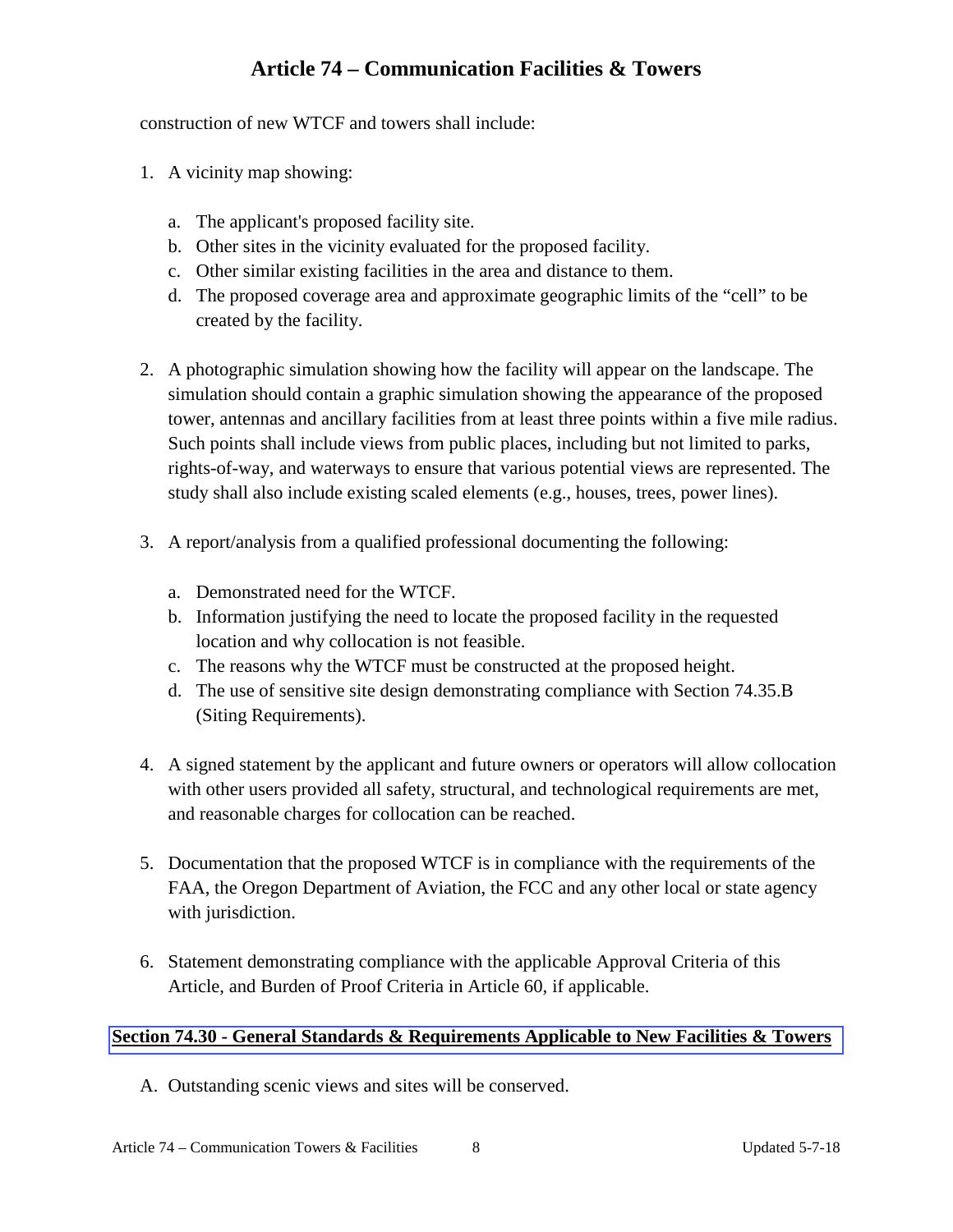construction of new WTCF and towers shall include:

1. A vicinity map showing:

   a. The applicant's proposed facility site.
   b. Other sites in the vicinity evaluated for the proposed facility.
   c. Other similar existing facilities in the area and distance to them.
   d. The proposed coverage area and approximate geographic limits of the “cell” to be created by the facility.

2. A photographic simulation showing how the facility will appear on the landscape. The simulation should contain a graphic simulation showing the appearance of the proposed tower, antennas and ancillary facilities from at least three points within a five mile radius. Such points shall include views from public places, including but not limited to parks, rights-of-way, and waterways to ensure that various potential views are represented. The study shall also include existing scaled elements (e.g., houses, trees, power lines).

3. A report/analysis from a qualified professional documenting the following:

   a. Demonstrated need for the WTCF.
   b. Information justifying the need to locate the proposed facility in the requested location and why collocation is not feasible.
   c. The reasons why the WTCF must be constructed at the proposed height.
   d. The use of sensitive site design demonstrating compliance with Section 74.35.B (Siting Requirements).

4. A signed statement by the applicant and future owners or operators will allow collocation with other users provided all safety, structural, and technological requirements are met, and reasonable charges for collocation can be reached.

5. Documentation that the proposed WTCF is in compliance with the requirements of the FAA, the Oregon Department of Aviation, the FCC and any other local or state agency with jurisdiction.

6. Statement demonstrating compliance with the applicable Approval Criteria of this Article, and Burden of Proof Criteria in Article 60, if applicable.

## Section 74.30 - General Standards & Requirements Applicable to New Facilities & Towers

A. Outstanding scenic views and sites will be conserved.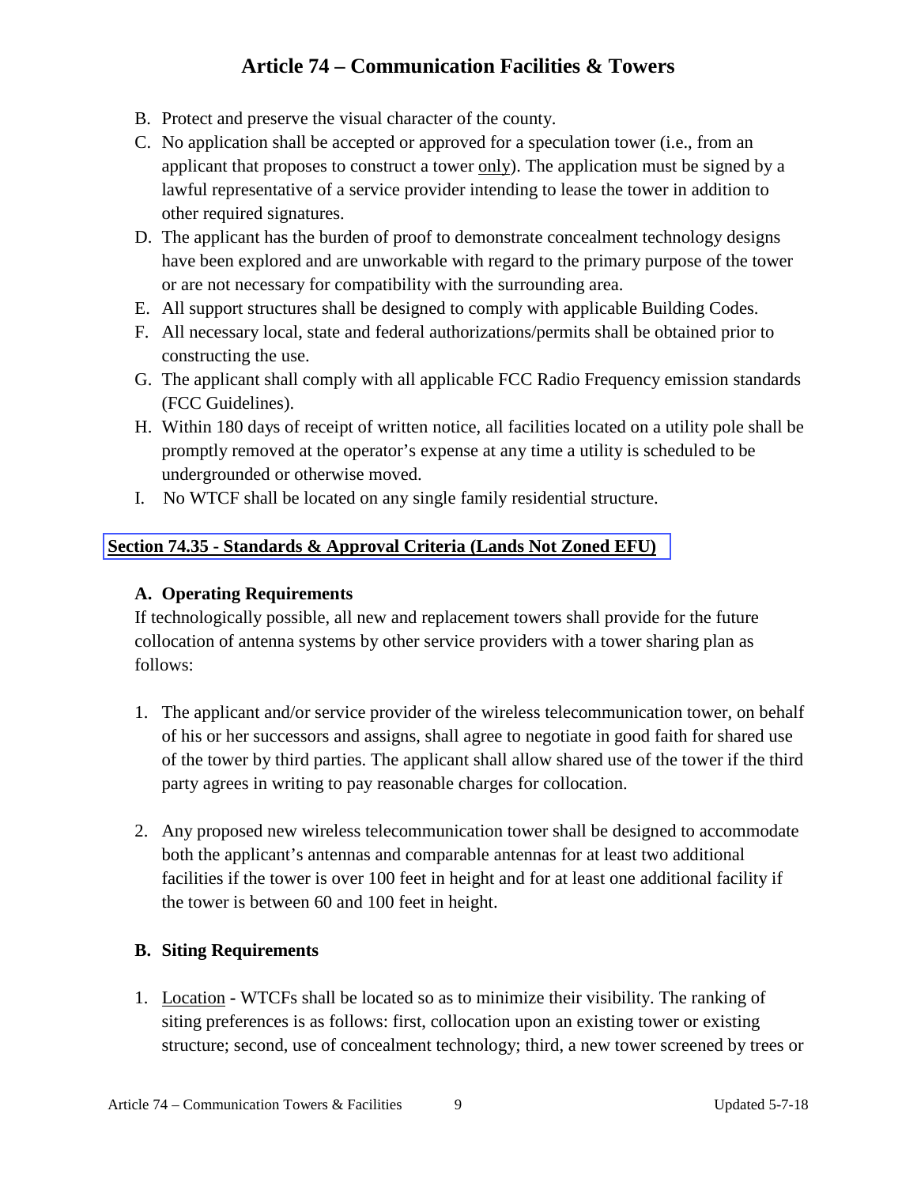B. Protect and preserve the visual character of the county.
C. No application shall be accepted or approved for a speculation tower (i.e., from an applicant that proposes to construct a tower only). The application must be signed by a lawful representative of a service provider intending to lease the tower in addition to other required signatures.
D. The applicant has the burden of proof to demonstrate concealment technology designs have been explored and are unworkable with regard to the primary purpose of the tower or are not necessary for compatibility with the surrounding area.
E. All support structures shall be designed to comply with applicable Building Codes.
F. All necessary local, state and federal authorizations/permits shall be obtained prior to constructing the use.
G. The applicant shall comply with all applicable FCC Radio Frequency emission standards (FCC Guidelines).
H. Within 180 days of receipt of written notice, all facilities located on a utility pole shall be promptly removed at the operator's expense at any time a utility is scheduled to be undergrounded or otherwise moved.
I. No WTCF shall be located on any single family residential structure.

## Section 74.35 - Standards & Approval Criteria (Lands Not Zoned EFU)

### A. Operating Requirements

If technologically possible, all new and replacement towers shall provide for the future collocation of antenna systems by other service providers with a tower sharing plan as follows:

1. The applicant and/or service provider of the wireless telecommunication tower, on behalf of his or her successors and assigns, shall agree to negotiate in good faith for shared use of the tower by third parties. The applicant shall allow shared use of the tower if the third party agrees in writing to pay reasonable charges for collocation.

2. Any proposed new wireless telecommunication tower shall be designed to accommodate both the applicant's antennas and comparable antennas for at least two additional facilities if the tower is over 100 feet in height and for at least one additional facility if the tower is between 60 and 100 feet in height.

### B. Siting Requirements

1. Location - WTCFs shall be located so as to minimize their visibility. The ranking of siting preferences is as follows: first, collocation upon an existing tower or existing structure; second, use of concealment technology; third, a new tower screened by trees or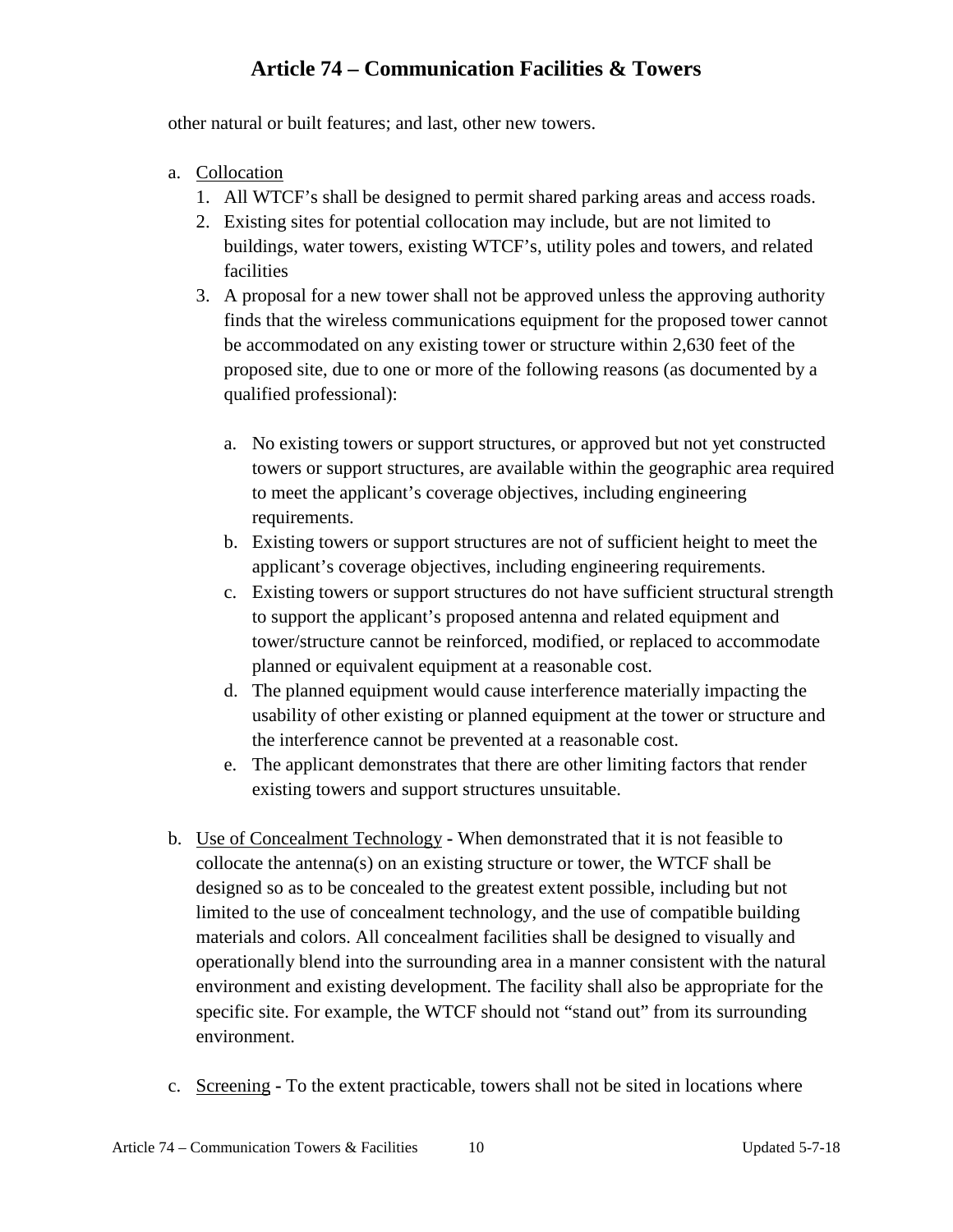other natural or built features; and last, other new towers.

a. Collocation
   1. All WTCF's shall be designed to permit shared parking areas and access roads.
   2. Existing sites for potential collocation may include, but are not limited to buildings, water towers, existing WTCF's, utility poles and towers, and related facilities
   3. A proposal for a new tower shall not be approved unless the approving authority finds that the wireless communications equipment for the proposed tower cannot be accommodated on any existing tower or structure within 2,630 feet of the proposed site, due to one or more of the following reasons (as documented by a qualified professional):

      a. No existing towers or support structures, or approved but not yet constructed towers or support structures, are available within the geographic area required to meet the applicant's coverage objectives, including engineering requirements.
      b. Existing towers or support structures are not of sufficient height to meet the applicant's coverage objectives, including engineering requirements.
      c. Existing towers or support structures do not have sufficient structural strength to support the applicant's proposed antenna and related equipment and tower/structure cannot be reinforced, modified, or replaced to accommodate planned or equivalent equipment at a reasonable cost.
      d. The planned equipment would cause interference materially impacting the usability of other existing or planned equipment at the tower or structure and the interference cannot be prevented at a reasonable cost.
      e. The applicant demonstrates that there are other limiting factors that render existing towers and support structures unsuitable.

b. Use of Concealment Technology - When demonstrated that it is not feasible to collocate the antenna(s) on an existing structure or tower, the WTCF shall be designed so as to be concealed to the greatest extent possible, including but not limited to the use of concealment technology, and the use of compatible building materials and colors. All concealment facilities shall be designed to visually and operationally blend into the surrounding area in a manner consistent with the natural environment and existing development. The facility shall also be appropriate for the specific site. For example, the WTCF should not "stand out" from its surrounding environment.

c. Screening - To the extent practicable, towers shall not be sited in locations where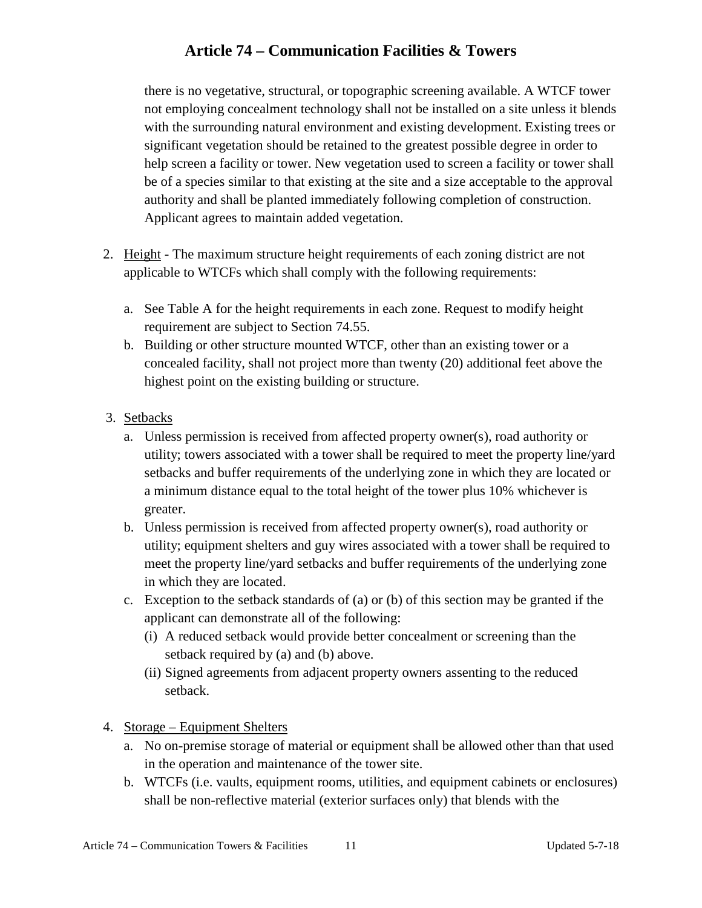there is no vegetative, structural, or topographic screening available. A WTCF tower not employing concealment technology shall not be installed on a site unless it blends with the surrounding natural environment and existing development. Existing trees or significant vegetation should be retained to the greatest possible degree in order to help screen a facility or tower. New vegetation used to screen a facility or tower shall be of a species similar to that existing at the site and a size acceptable to the approval authority and shall be planted immediately following completion of construction. Applicant agrees to maintain added vegetation.

2. Height - The maximum structure height requirements of each zoning district are not applicable to WTCFs which shall comply with the following requirements:

   a. See Table A for the height requirements in each zone. Request to modify height requirement are subject to Section 74.55.
   b. Building or other structure mounted WTCF, other than an existing tower or a concealed facility, shall not project more than twenty (20) additional feet above the highest point on the existing building or structure.

3. Setbacks
   a. Unless permission is received from affected property owner(s), road authority or utility; towers associated with a tower shall be required to meet the property line/yard setbacks and buffer requirements of the underlying zone in which they are located or a minimum distance equal to the total height of the tower plus 10% whichever is greater.
   b. Unless permission is received from affected property owner(s), road authority or utility; equipment shelters and guy wires associated with a tower shall be required to meet the property line/yard setbacks and buffer requirements of the underlying zone in which they are located.
   c. Exception to the setback standards of (a) or (b) of this section may be granted if the applicant can demonstrate all of the following:
      (i) A reduced setback would provide better concealment or screening than the setback required by (a) and (b) above.
      (ii) Signed agreements from adjacent property owners assenting to the reduced setback.

4. Storage – Equipment Shelters
   a. No on-premise storage of material or equipment shall be allowed other than that used in the operation and maintenance of the tower site.
   b. WTCFs (i.e. vaults, equipment rooms, utilities, and equipment cabinets or enclosures) shall be non-reflective material (exterior surfaces only) that blends with the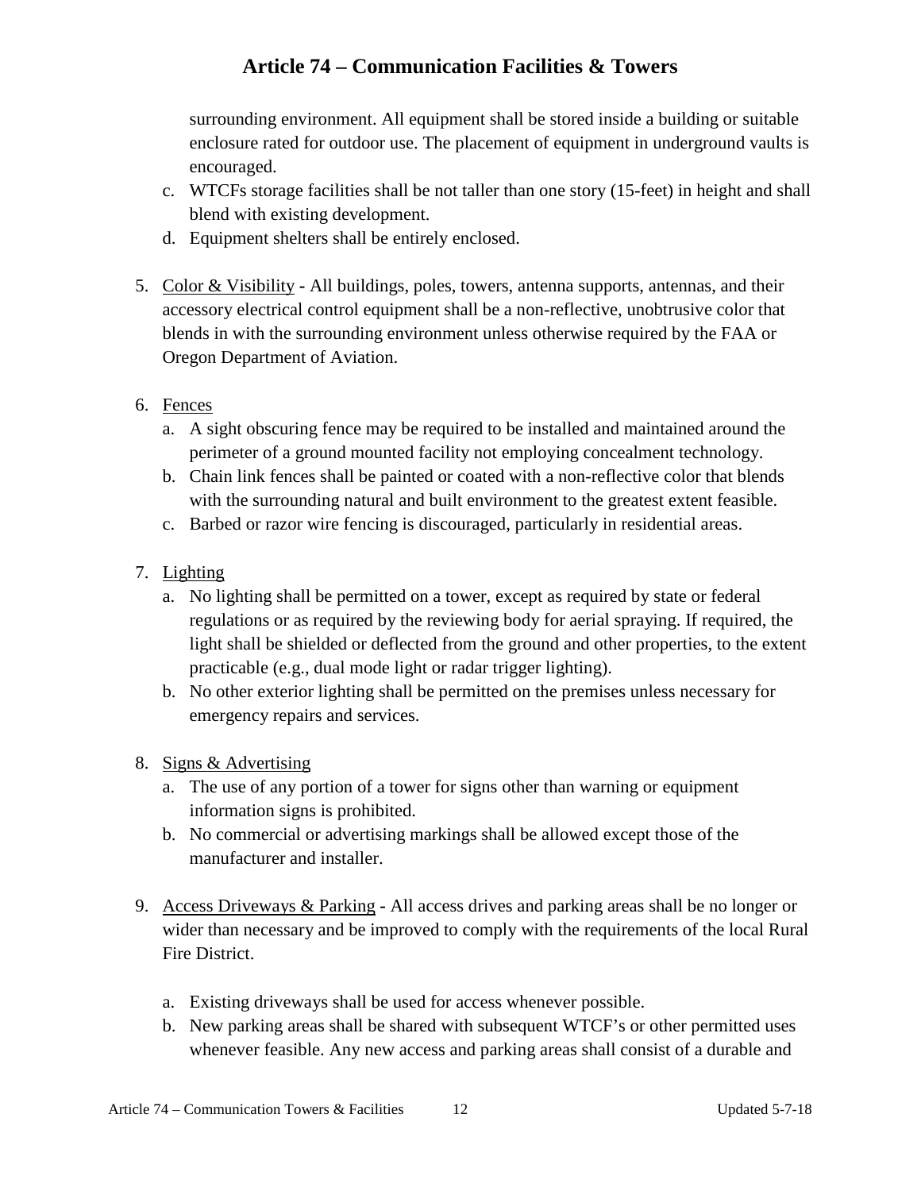surrounding environment. All equipment shall be stored inside a building or suitable enclosure rated for outdoor use. The placement of equipment in underground vaults is encouraged.

c. WTCFs storage facilities shall be not taller than one story (15-feet) in height and shall blend with existing development.
d. Equipment shelters shall be entirely enclosed.

5. Color & Visibility - All buildings, poles, towers, antenna supports, antennas, and their accessory electrical control equipment shall be a non-reflective, unobtrusive color that blends in with the surrounding environment unless otherwise required by the FAA or Oregon Department of Aviation.

6. Fences
   a. A sight obscuring fence may be required to be installed and maintained around the perimeter of a ground mounted facility not employing concealment technology.
   b. Chain link fences shall be painted or coated with a non-reflective color that blends with the surrounding natural and built environment to the greatest extent feasible.
   c. Barbed or razor wire fencing is discouraged, particularly in residential areas.

7. Lighting
   a. No lighting shall be permitted on a tower, except as required by state or federal regulations or as required by the reviewing body for aerial spraying. If required, the light shall be shielded or deflected from the ground and other properties, to the extent practicable (e.g., dual mode light or radar trigger lighting).
   b. No other exterior lighting shall be permitted on the premises unless necessary for emergency repairs and services.

8. Signs & Advertising
   a. The use of any portion of a tower for signs other than warning or equipment information signs is prohibited.
   b. No commercial or advertising markings shall be allowed except those of the manufacturer and installer.

9. Access Driveways & Parking - All access drives and parking areas shall be no longer or wider than necessary and be improved to comply with the requirements of the local Rural Fire District.

   a. Existing driveways shall be used for access whenever possible.
   b. New parking areas shall be shared with subsequent WTCF's or other permitted uses whenever feasible. Any new access and parking areas shall consist of a durable and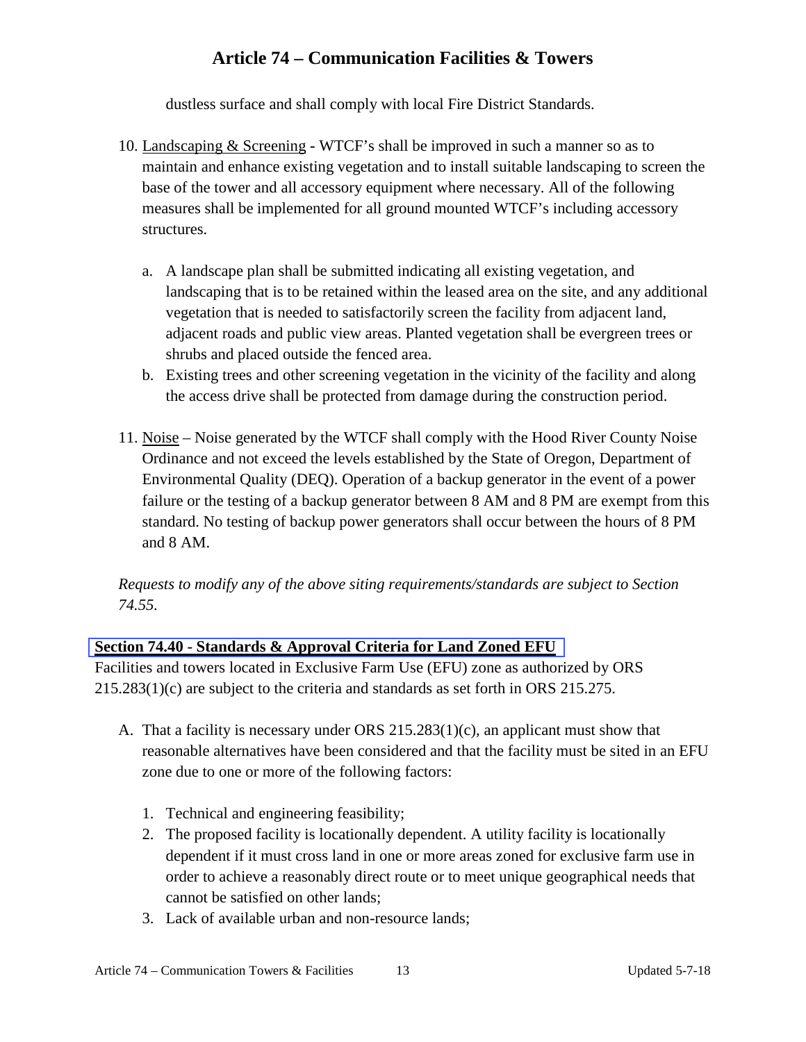dustless surface and shall comply with local Fire District Standards.

10. Landscaping & Screening - WTCF's shall be improved in such a manner so as to maintain and enhance existing vegetation and to install suitable landscaping to screen the base of the tower and all accessory equipment where necessary. All of the following measures shall be implemented for all ground mounted WTCF's including accessory structures.

    a. A landscape plan shall be submitted indicating all existing vegetation, and landscaping that is to be retained within the leased area on the site, and any additional vegetation that is needed to satisfactorily screen the facility from adjacent land, adjacent roads and public view areas. Planted vegetation shall be evergreen trees or shrubs and placed outside the fenced area.
    b. Existing trees and other screening vegetation in the vicinity of the facility and along the access drive shall be protected from damage during the construction period.

11. Noise – Noise generated by the WTCF shall comply with the Hood River County Noise Ordinance and not exceed the levels established by the State of Oregon, Department of Environmental Quality (DEQ). Operation of a backup generator in the event of a power failure or the testing of a backup generator between 8 AM and 8 PM are exempt from this standard. No testing of backup power generators shall occur between the hours of 8 PM and 8 AM.

*Requests to modify any of the above siting requirements/standards are subject to Section 74.55.*

## Section 74.40 - Standards & Approval Criteria for Land Zoned EFU

Facilities and towers located in Exclusive Farm Use (EFU) zone as authorized by ORS 215.283(1)(c) are subject to the criteria and standards as set forth in ORS 215.275.

A. That a facility is necessary under ORS 215.283(1)(c), an applicant must show that reasonable alternatives have been considered and that the facility must be sited in an EFU zone due to one or more of the following factors:

    1. Technical and engineering feasibility;
    2. The proposed facility is locationally dependent. A utility facility is locationally dependent if it must cross land in one or more areas zoned for exclusive farm use in order to achieve a reasonably direct route or to meet unique geographical needs that cannot be satisfied on other lands;
    3. Lack of available urban and non-resource lands;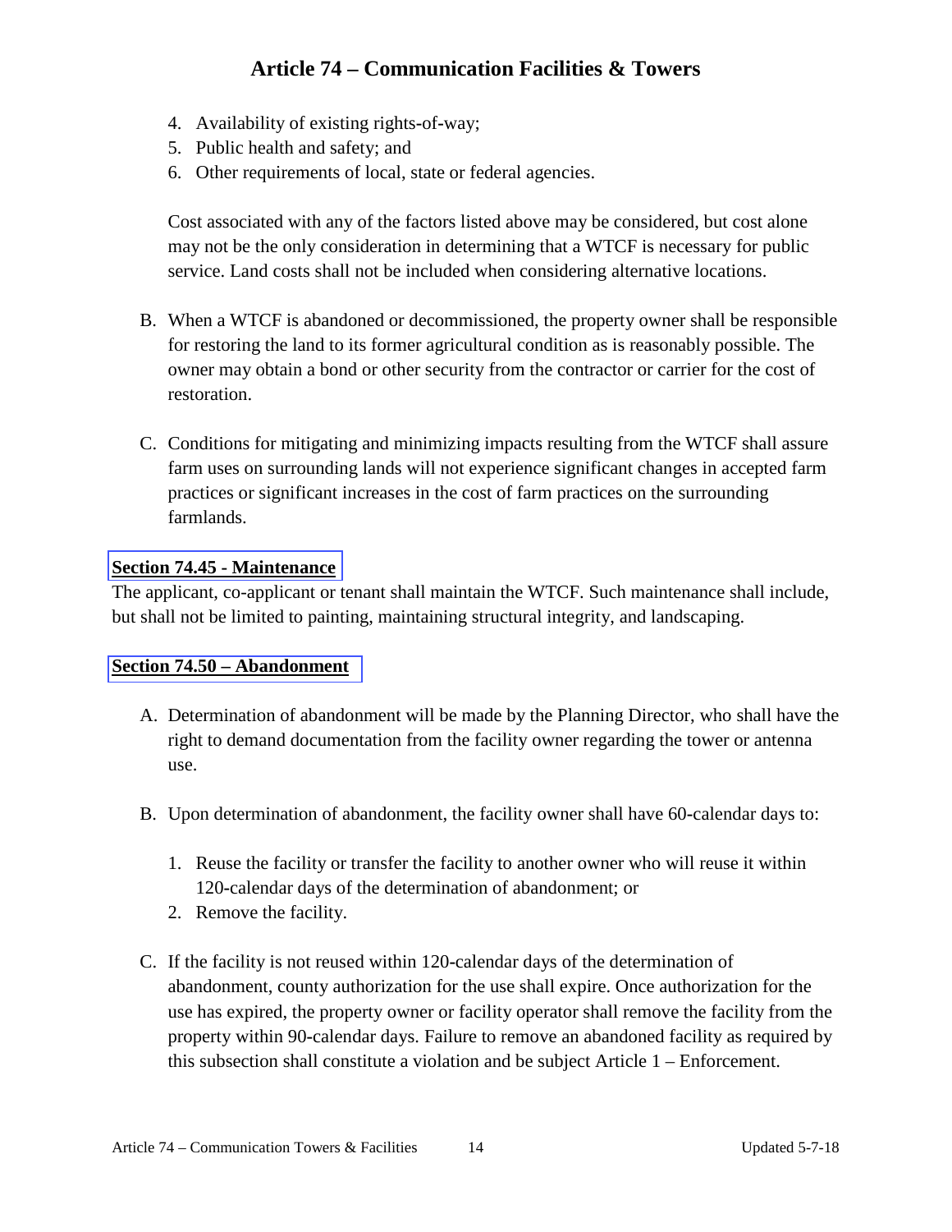4. Availability of existing rights-of-way;
5. Public health and safety; and
6. Other requirements of local, state or federal agencies.

Cost associated with any of the factors listed above may be considered, but cost alone may not be the only consideration in determining that a WTCF is necessary for public service. Land costs shall not be included when considering alternative locations.

B. When a WTCF is abandoned or decommissioned, the property owner shall be responsible for restoring the land to its former agricultural condition as is reasonably possible. The owner may obtain a bond or other security from the contractor or carrier for the cost of restoration.

C. Conditions for mitigating and minimizing impacts resulting from the WTCF shall assure farm uses on surrounding lands will not experience significant changes in accepted farm practices or significant increases in the cost of farm practices on the surrounding farmlands.

## Section 74.45 - Maintenance

The applicant, co-applicant or tenant shall maintain the WTCF. Such maintenance shall include, but shall not be limited to painting, maintaining structural integrity, and landscaping.

## Section 74.50 – Abandonment

A. Determination of abandonment will be made by the Planning Director, who shall have the right to demand documentation from the facility owner regarding the tower or antenna use.

B. Upon determination of abandonment, the facility owner shall have 60-calendar days to:

1. Reuse the facility or transfer the facility to another owner who will reuse it within 120-calendar days of the determination of abandonment; or
2. Remove the facility.

C. If the facility is not reused within 120-calendar days of the determination of abandonment, county authorization for the use shall expire. Once authorization for the use has expired, the property owner or facility operator shall remove the facility from the property within 90-calendar days. Failure to remove an abandoned facility as required by this subsection shall constitute a violation and be subject Article 1 – Enforcement.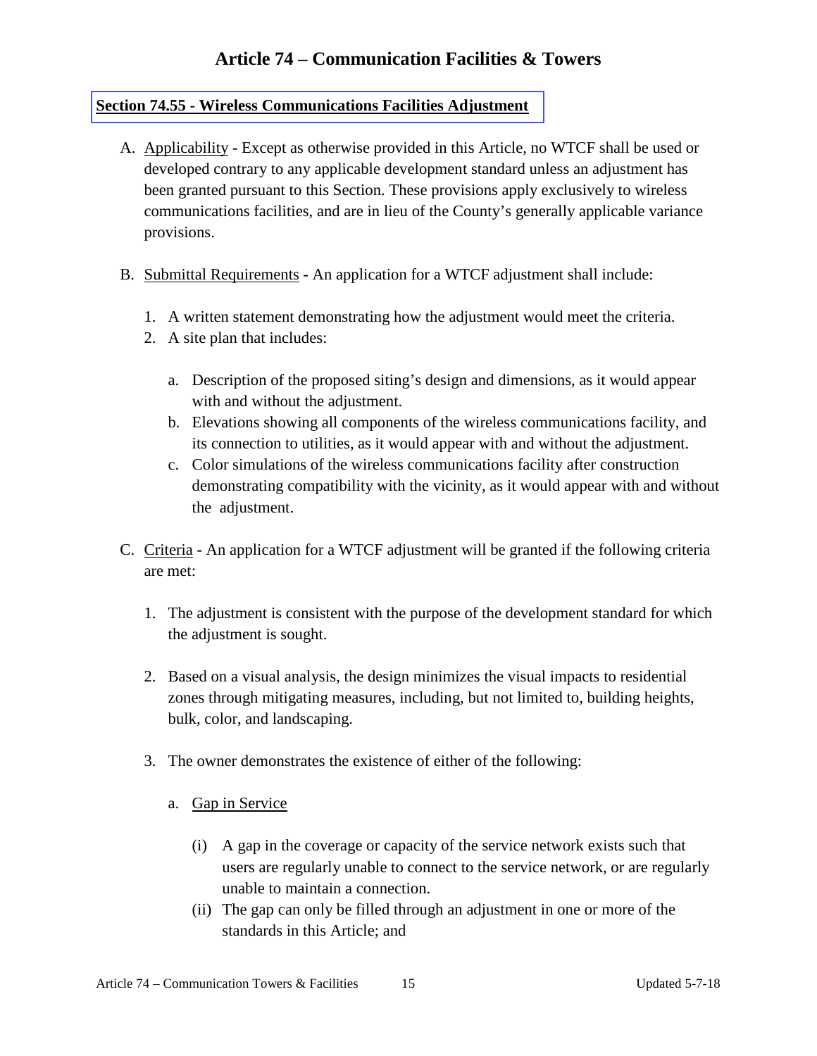# Article 74 – Communication Facilities & Towers

## Section 74.55 - Wireless Communications Facilities Adjustment

A. Applicability - Except as otherwise provided in this Article, no WTCF shall be used or developed contrary to any applicable development standard unless an adjustment has been granted pursuant to this Section. These provisions apply exclusively to wireless communications facilities, and are in lieu of the County's generally applicable variance provisions.

B. Submittal Requirements - An application for a WTCF adjustment shall include:

1. A written statement demonstrating how the adjustment would meet the criteria.
2. A site plan that includes:

   a. Description of the proposed siting's design and dimensions, as it would appear with and without the adjustment.
   b. Elevations showing all components of the wireless communications facility, and its connection to utilities, as it would appear with and without the adjustment.
   c. Color simulations of the wireless communications facility after construction demonstrating compatibility with the vicinity, as it would appear with and without the adjustment.

C. Criteria - An application for a WTCF adjustment will be granted if the following criteria are met:

1. The adjustment is consistent with the purpose of the development standard for which the adjustment is sought.

2. Based on a visual analysis, the design minimizes the visual impacts to residential zones through mitigating measures, including, but not limited to, building heights, bulk, color, and landscaping.

3. The owner demonstrates the existence of either of the following:

   a. Gap in Service

      (i) A gap in the coverage or capacity of the service network exists such that users are regularly unable to connect to the service network, or are regularly unable to maintain a connection.
      (ii) The gap can only be filled through an adjustment in one or more of the standards in this Article; and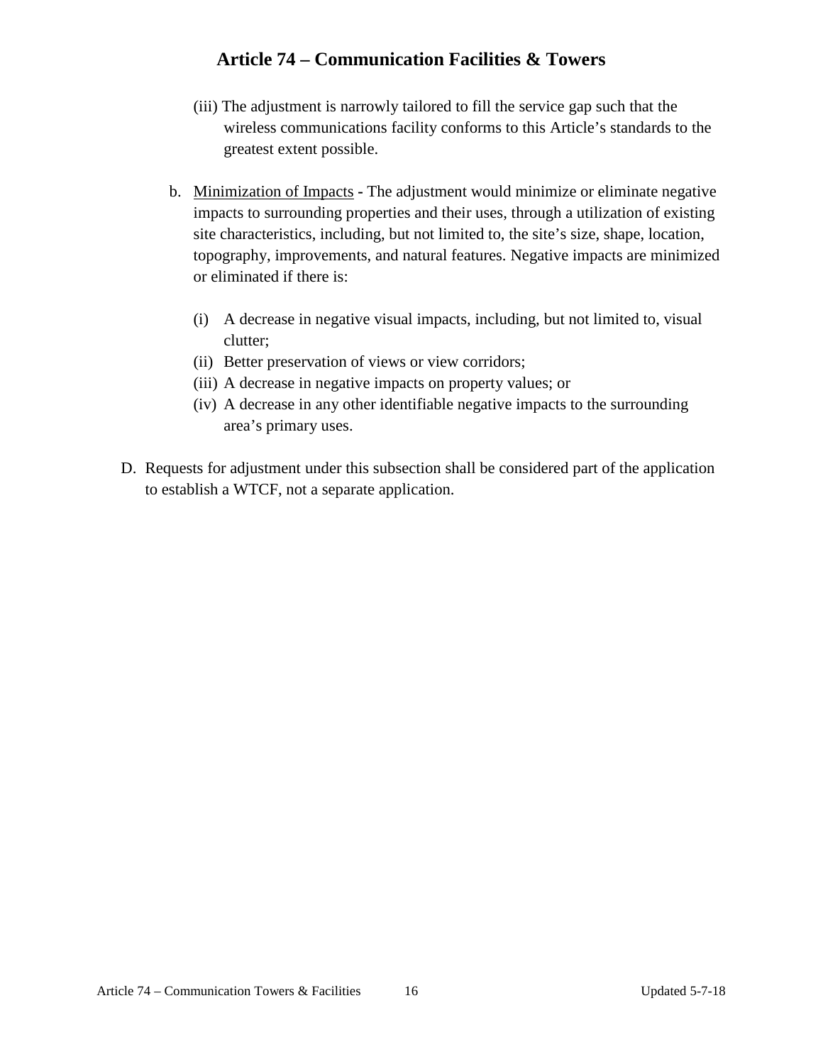(iii) The adjustment is narrowly tailored to fill the service gap such that the wireless communications facility conforms to this Article's standards to the greatest extent possible.

b. Minimization of Impacts - The adjustment would minimize or eliminate negative impacts to surrounding properties and their uses, through a utilization of existing site characteristics, including, but not limited to, the site's size, shape, location, topography, improvements, and natural features. Negative impacts are minimized or eliminated if there is:

   (i) A decrease in negative visual impacts, including, but not limited to, visual clutter;
   (ii) Better preservation of views or view corridors;
   (iii) A decrease in negative impacts on property values; or
   (iv) A decrease in any other identifiable negative impacts to the surrounding area's primary uses.

D. Requests for adjustment under this subsection shall be considered part of the application to establish a WTCF, not a separate application.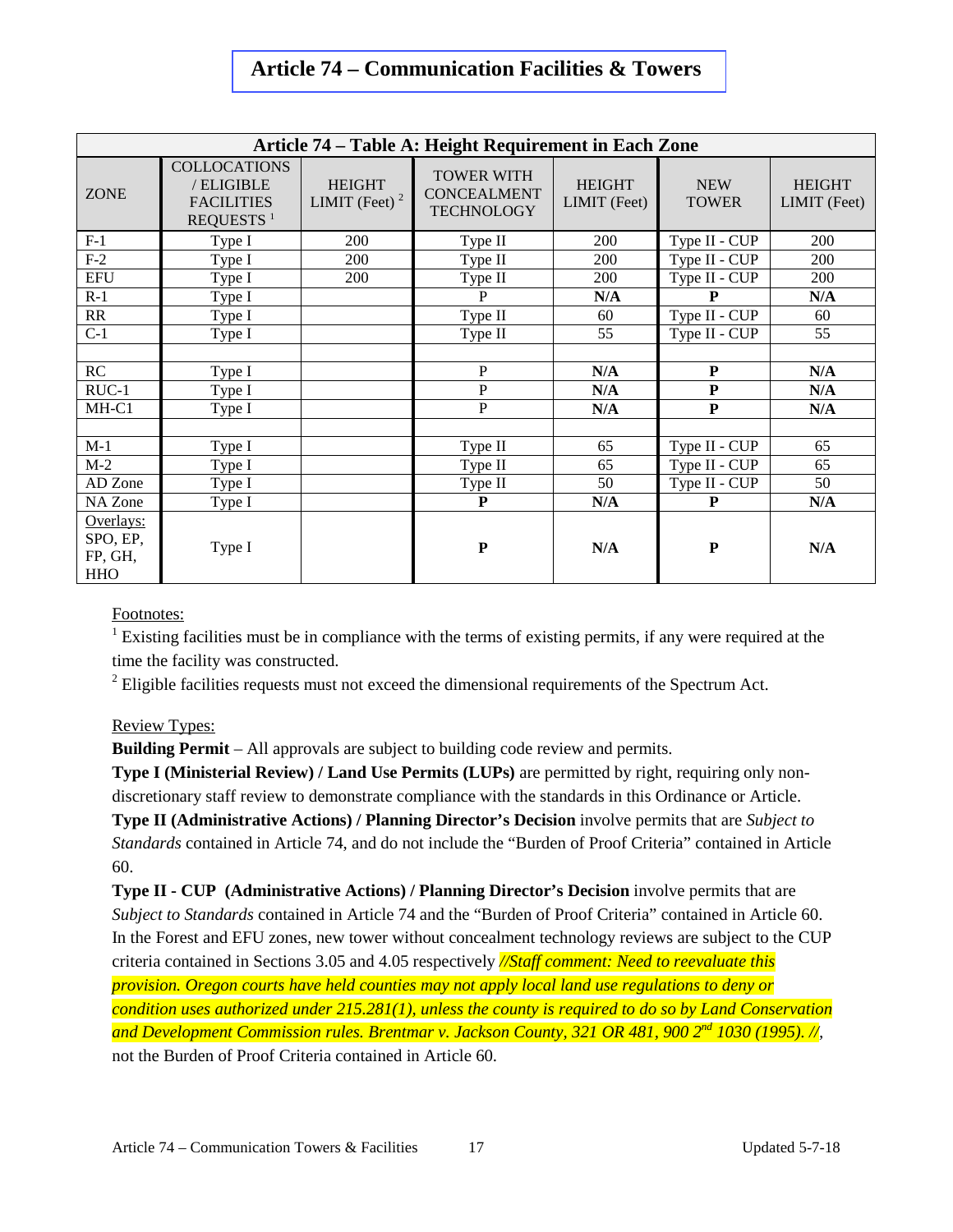# Article 74 – Communication Facilities & Towers

| Article 74 – Table A: Height Requirement in Each Zone | | | | | | |
|---|---|---|---|---|---|---|
| ZONE | COLLOCATIONS / ELIGIBLE FACILITIES REQUESTS [1] | HEIGHT LIMIT (Feet) [2] | TOWER WITH CONCEALMENT TECHNOLOGY | HEIGHT LIMIT (Feet) | NEW TOWER | HEIGHT LIMIT (Feet) |
| F-1 | Type I | 200 | Type II | 200 | Type II - CUP | 200 |
| F-2 | Type I | 200 | Type II | 200 | Type II - CUP | 200 |
| EFU | Type I | 200 | Type II | 200 | Type II - CUP | 200 |
| R-1 | Type I | | P | **N/A** | **P** | **N/A** |
| RR | Type I | | Type II | 60 | Type II - CUP | 60 |
| C-1 | Type I | | Type II | 55 | Type II - CUP | 55 |
| | | | | | | |
| RC | Type I | | P | **N/A** | **P** | **N/A** |
| RUC-1 | Type I | | P | **N/A** | **P** | **N/A** |
| MH-C1 | Type I | | P | **N/A** | **P** | **N/A** |
| | | | | | | |
| M-1 | Type I | | Type II | 65 | Type II - CUP | 65 |
| M-2 | Type I | | Type II | 65 | Type II - CUP | 65 |
| AD Zone | Type I | | Type II | 50 | Type II - CUP | 50 |
| NA Zone | Type I | | **P** | **N/A** | **P** | **N/A** |
| Overlays: SPO, EP, FP, GH, HHO | Type I | | **P** | **N/A** | **P** | **N/A** |

Footnotes:

[1] Existing facilities must be in compliance with the terms of existing permits, if any were required at the time the facility was constructed.

[2] Eligible facilities requests must not exceed the dimensional requirements of the Spectrum Act.

Review Types:

**Building Permit** – All approvals are subject to building code review and permits.

**Type I (Ministerial Review) / Land Use Permits (LUPs)** are permitted by right, requiring only non-discretionary staff review to demonstrate compliance with the standards in this Ordinance or Article.

**Type II (Administrative Actions) / Planning Director's Decision** involve permits that are *Subject to Standards* contained in Article 74, and do not include the "Burden of Proof Criteria" contained in Article 60.

**Type II - CUP (Administrative Actions) / Planning Director's Decision** involve permits that are *Subject to Standards* contained in Article 74 and the "Burden of Proof Criteria" contained in Article 60. In the Forest and EFU zones, new tower without concealment technology reviews are subject to the CUP criteria contained in Sections 3.05 and 4.05 respectively *//Staff comment: Need to reevaluate this provision. Oregon courts have held counties may not apply local land use regulations to deny or condition uses authorized under 215.281(1), unless the county is required to do so by Land Conservation and Development Commission rules. Brentmar v. Jackson County, 321 OR 481, 900 2nd 1030 (1995). //*, not the Burden of Proof Criteria contained in Article 60.